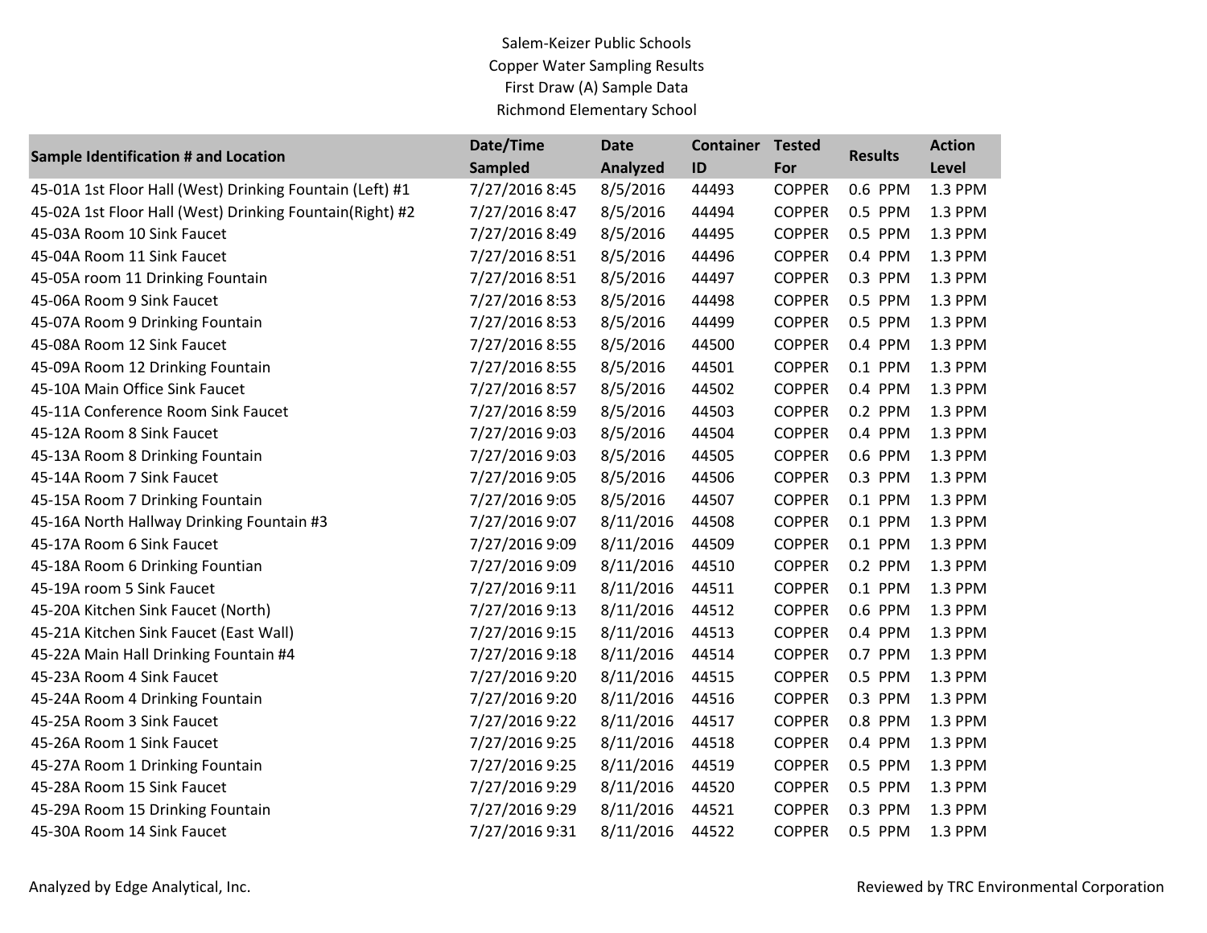# Salem-Keizer Public Schools

## Copper Water Sampling Results

### First Draw (A) Sample Data

### Richmond Elementary School

| Sample Identification # and Location | Date/Time Sampled | Date Analyzed | Container ID | Tested For | Results | Action Level |
|---|---|---|---|---|---|---|
| 45-01A 1st Floor Hall (West) Drinking Fountain (Left) #1 | 7/27/2016 8:45 | 8/5/2016 | 44493 | COPPER | 0.6 PPM | 1.3 PPM |
| 45-02A 1st Floor Hall (West) Drinking Fountain(Right) #2 | 7/27/2016 8:47 | 8/5/2016 | 44494 | COPPER | 0.5 PPM | 1.3 PPM |
| 45-03A Room 10 Sink Faucet | 7/27/2016 8:49 | 8/5/2016 | 44495 | COPPER | 0.5 PPM | 1.3 PPM |
| 45-04A Room 11 Sink Faucet | 7/27/2016 8:51 | 8/5/2016 | 44496 | COPPER | 0.4 PPM | 1.3 PPM |
| 45-05A room 11 Drinking Fountain | 7/27/2016 8:51 | 8/5/2016 | 44497 | COPPER | 0.3 PPM | 1.3 PPM |
| 45-06A Room 9 Sink Faucet | 7/27/2016 8:53 | 8/5/2016 | 44498 | COPPER | 0.5 PPM | 1.3 PPM |
| 45-07A Room 9 Drinking Fountain | 7/27/2016 8:53 | 8/5/2016 | 44499 | COPPER | 0.5 PPM | 1.3 PPM |
| 45-08A Room 12 Sink Faucet | 7/27/2016 8:55 | 8/5/2016 | 44500 | COPPER | 0.4 PPM | 1.3 PPM |
| 45-09A Room 12 Drinking Fountain | 7/27/2016 8:55 | 8/5/2016 | 44501 | COPPER | 0.1 PPM | 1.3 PPM |
| 45-10A Main Office Sink Faucet | 7/27/2016 8:57 | 8/5/2016 | 44502 | COPPER | 0.4 PPM | 1.3 PPM |
| 45-11A Conference Room Sink Faucet | 7/27/2016 8:59 | 8/5/2016 | 44503 | COPPER | 0.2 PPM | 1.3 PPM |
| 45-12A Room 8 Sink Faucet | 7/27/2016 9:03 | 8/5/2016 | 44504 | COPPER | 0.4 PPM | 1.3 PPM |
| 45-13A Room 8 Drinking Fountain | 7/27/2016 9:03 | 8/5/2016 | 44505 | COPPER | 0.6 PPM | 1.3 PPM |
| 45-14A Room 7 Sink Faucet | 7/27/2016 9:05 | 8/5/2016 | 44506 | COPPER | 0.3 PPM | 1.3 PPM |
| 45-15A Room 7 Drinking Fountain | 7/27/2016 9:05 | 8/5/2016 | 44507 | COPPER | 0.1 PPM | 1.3 PPM |
| 45-16A North Hallway Drinking Fountain #3 | 7/27/2016 9:07 | 8/11/2016 | 44508 | COPPER | 0.1 PPM | 1.3 PPM |
| 45-17A Room 6 Sink Faucet | 7/27/2016 9:09 | 8/11/2016 | 44509 | COPPER | 0.1 PPM | 1.3 PPM |
| 45-18A Room 6 Drinking Fountian | 7/27/2016 9:09 | 8/11/2016 | 44510 | COPPER | 0.2 PPM | 1.3 PPM |
| 45-19A room 5 Sink Faucet | 7/27/2016 9:11 | 8/11/2016 | 44511 | COPPER | 0.1 PPM | 1.3 PPM |
| 45-20A Kitchen Sink Faucet (North) | 7/27/2016 9:13 | 8/11/2016 | 44512 | COPPER | 0.6 PPM | 1.3 PPM |
| 45-21A Kitchen Sink Faucet (East Wall) | 7/27/2016 9:15 | 8/11/2016 | 44513 | COPPER | 0.4 PPM | 1.3 PPM |
| 45-22A Main Hall Drinking Fountain #4 | 7/27/2016 9:18 | 8/11/2016 | 44514 | COPPER | 0.7 PPM | 1.3 PPM |
| 45-23A Room 4 Sink Faucet | 7/27/2016 9:20 | 8/11/2016 | 44515 | COPPER | 0.5 PPM | 1.3 PPM |
| 45-24A Room 4 Drinking Fountain | 7/27/2016 9:20 | 8/11/2016 | 44516 | COPPER | 0.3 PPM | 1.3 PPM |
| 45-25A Room 3 Sink Faucet | 7/27/2016 9:22 | 8/11/2016 | 44517 | COPPER | 0.8 PPM | 1.3 PPM |
| 45-26A Room 1 Sink Faucet | 7/27/2016 9:25 | 8/11/2016 | 44518 | COPPER | 0.4 PPM | 1.3 PPM |
| 45-27A Room 1 Drinking Fountain | 7/27/2016 9:25 | 8/11/2016 | 44519 | COPPER | 0.5 PPM | 1.3 PPM |
| 45-28A Room 15 Sink Faucet | 7/27/2016 9:29 | 8/11/2016 | 44520 | COPPER | 0.5 PPM | 1.3 PPM |
| 45-29A Room 15 Drinking Fountain | 7/27/2016 9:29 | 8/11/2016 | 44521 | COPPER | 0.3 PPM | 1.3 PPM |
| 45-30A Room 14 Sink Faucet | 7/27/2016 9:31 | 8/11/2016 | 44522 | COPPER | 0.5 PPM | 1.3 PPM |

Analyzed by Edge Analytical, Inc.

Reviewed by TRC Environmental Corporation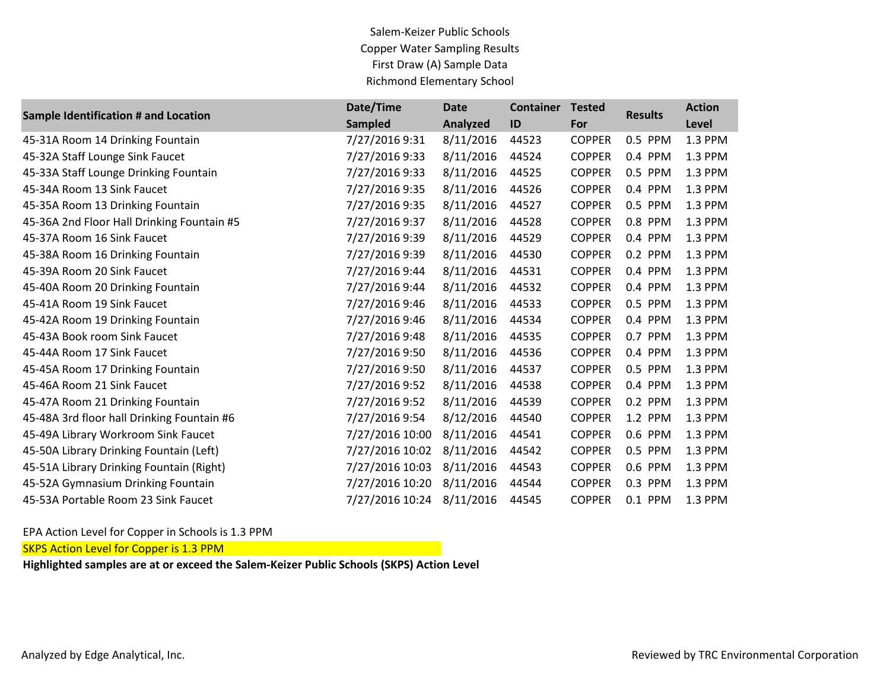Salem-Keizer Public Schools
Copper Water Sampling Results
First Draw (A) Sample Data
Richmond Elementary School

| Sample Identification # and Location | Date/Time Sampled | Date Analyzed | Container ID | Tested For | Results | Action Level |
|---|---|---|---|---|---|---|
| 45-31A Room 14 Drinking Fountain | 7/27/2016 9:31 | 8/11/2016 | 44523 | COPPER | 0.5 PPM | 1.3 PPM |
| 45-32A Staff Lounge Sink Faucet | 7/27/2016 9:33 | 8/11/2016 | 44524 | COPPER | 0.4 PPM | 1.3 PPM |
| 45-33A Staff Lounge Drinking Fountain | 7/27/2016 9:33 | 8/11/2016 | 44525 | COPPER | 0.5 PPM | 1.3 PPM |
| 45-34A Room 13 Sink Faucet | 7/27/2016 9:35 | 8/11/2016 | 44526 | COPPER | 0.4 PPM | 1.3 PPM |
| 45-35A Room 13 Drinking Fountain | 7/27/2016 9:35 | 8/11/2016 | 44527 | COPPER | 0.5 PPM | 1.3 PPM |
| 45-36A 2nd Floor Hall Drinking Fountain #5 | 7/27/2016 9:37 | 8/11/2016 | 44528 | COPPER | 0.8 PPM | 1.3 PPM |
| 45-37A Room 16 Sink Faucet | 7/27/2016 9:39 | 8/11/2016 | 44529 | COPPER | 0.4 PPM | 1.3 PPM |
| 45-38A Room 16 Drinking Fountain | 7/27/2016 9:39 | 8/11/2016 | 44530 | COPPER | 0.2 PPM | 1.3 PPM |
| 45-39A Room 20 Sink Faucet | 7/27/2016 9:44 | 8/11/2016 | 44531 | COPPER | 0.4 PPM | 1.3 PPM |
| 45-40A Room 20 Drinking Fountain | 7/27/2016 9:44 | 8/11/2016 | 44532 | COPPER | 0.4 PPM | 1.3 PPM |
| 45-41A Room 19 Sink Faucet | 7/27/2016 9:46 | 8/11/2016 | 44533 | COPPER | 0.5 PPM | 1.3 PPM |
| 45-42A Room 19 Drinking Fountain | 7/27/2016 9:46 | 8/11/2016 | 44534 | COPPER | 0.4 PPM | 1.3 PPM |
| 45-43A Book room Sink Faucet | 7/27/2016 9:48 | 8/11/2016 | 44535 | COPPER | 0.7 PPM | 1.3 PPM |
| 45-44A Room 17 Sink Faucet | 7/27/2016 9:50 | 8/11/2016 | 44536 | COPPER | 0.4 PPM | 1.3 PPM |
| 45-45A Room 17 Drinking Fountain | 7/27/2016 9:50 | 8/11/2016 | 44537 | COPPER | 0.5 PPM | 1.3 PPM |
| 45-46A Room 21 Sink Faucet | 7/27/2016 9:52 | 8/11/2016 | 44538 | COPPER | 0.4 PPM | 1.3 PPM |
| 45-47A Room 21 Drinking Fountain | 7/27/2016 9:52 | 8/11/2016 | 44539 | COPPER | 0.2 PPM | 1.3 PPM |
| 45-48A 3rd floor hall Drinking Fountain #6 | 7/27/2016 9:54 | 8/12/2016 | 44540 | COPPER | 1.2 PPM | 1.3 PPM |
| 45-49A Library Workroom Sink Faucet | 7/27/2016 10:00 | 8/11/2016 | 44541 | COPPER | 0.6 PPM | 1.3 PPM |
| 45-50A Library Drinking Fountain (Left) | 7/27/2016 10:02 | 8/11/2016 | 44542 | COPPER | 0.5 PPM | 1.3 PPM |
| 45-51A Library Drinking Fountain (Right) | 7/27/2016 10:03 | 8/11/2016 | 44543 | COPPER | 0.6 PPM | 1.3 PPM |
| 45-52A Gymnasium Drinking Fountain | 7/27/2016 10:20 | 8/11/2016 | 44544 | COPPER | 0.3 PPM | 1.3 PPM |
| 45-53A Portable Room 23 Sink Faucet | 7/27/2016 10:24 | 8/11/2016 | 44545 | COPPER | 0.1 PPM | 1.3 PPM |

EPA Action Level for Copper in Schools is 1.3 PPM

SKPS Action Level for Copper is 1.3 PPM

**Highlighted samples are at or exceed the Salem-Keizer Public Schools (SKPS) Action Level**

Analyzed by Edge Analytical, Inc.

Reviewed by TRC Environmental Corporation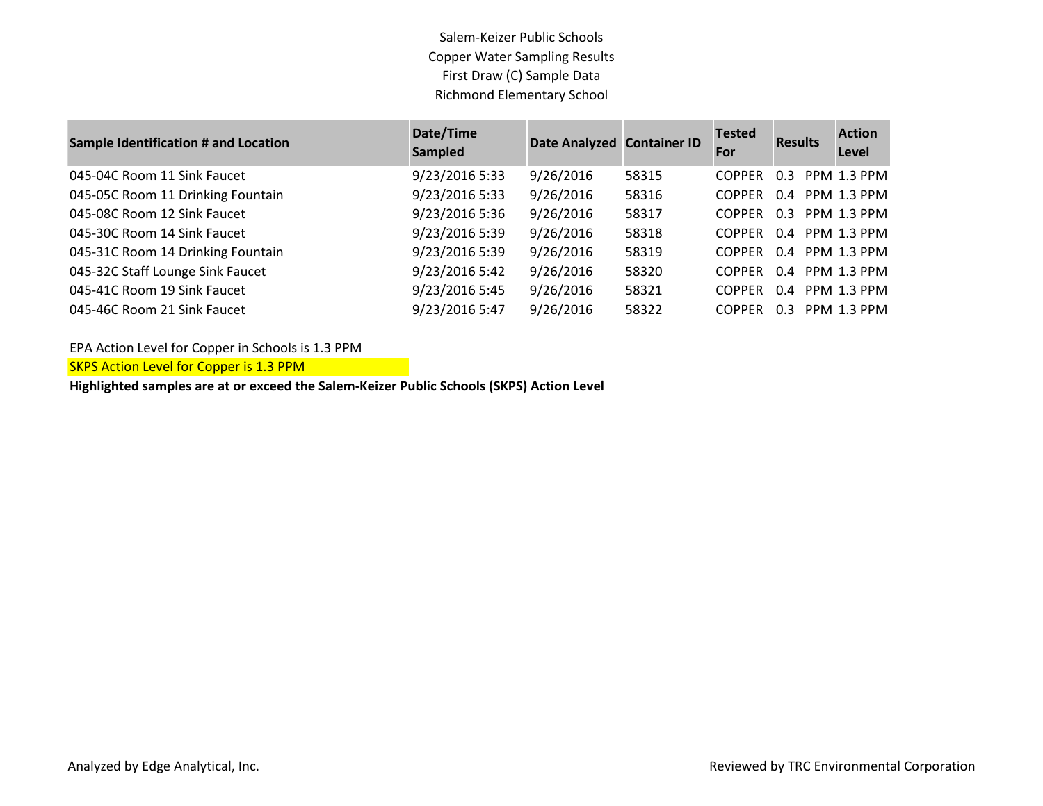Salem-Keizer Public Schools
Copper Water Sampling Results
First Draw (C) Sample Data
Richmond Elementary School

| Sample Identification # and Location | Date/Time Sampled | Date Analyzed | Container ID | Tested For | Results | Action Level |
|---|---|---|---|---|---|---|
| 045-04C Room 11 Sink Faucet | 9/23/2016 5:33 | 9/26/2016 | 58315 | COPPER | 0.3 PPM | 1.3 PPM |
| 045-05C Room 11 Drinking Fountain | 9/23/2016 5:33 | 9/26/2016 | 58316 | COPPER | 0.4 PPM | 1.3 PPM |
| 045-08C Room 12 Sink Faucet | 9/23/2016 5:36 | 9/26/2016 | 58317 | COPPER | 0.3 PPM | 1.3 PPM |
| 045-30C Room 14 Sink Faucet | 9/23/2016 5:39 | 9/26/2016 | 58318 | COPPER | 0.4 PPM | 1.3 PPM |
| 045-31C Room 14 Drinking Fountain | 9/23/2016 5:39 | 9/26/2016 | 58319 | COPPER | 0.4 PPM | 1.3 PPM |
| 045-32C Staff Lounge Sink Faucet | 9/23/2016 5:42 | 9/26/2016 | 58320 | COPPER | 0.4 PPM | 1.3 PPM |
| 045-41C Room 19 Sink Faucet | 9/23/2016 5:45 | 9/26/2016 | 58321 | COPPER | 0.4 PPM | 1.3 PPM |
| 045-46C Room 21 Sink Faucet | 9/23/2016 5:47 | 9/26/2016 | 58322 | COPPER | 0.3 PPM | 1.3 PPM |

EPA Action Level for Copper in Schools is 1.3 PPM

SKPS Action Level for Copper is 1.3 PPM

**Highlighted samples are at or exceed the Salem-Keizer Public Schools (SKPS) Action Level**

Analyzed by Edge Analytical, Inc.

Reviewed by TRC Environmental Corporation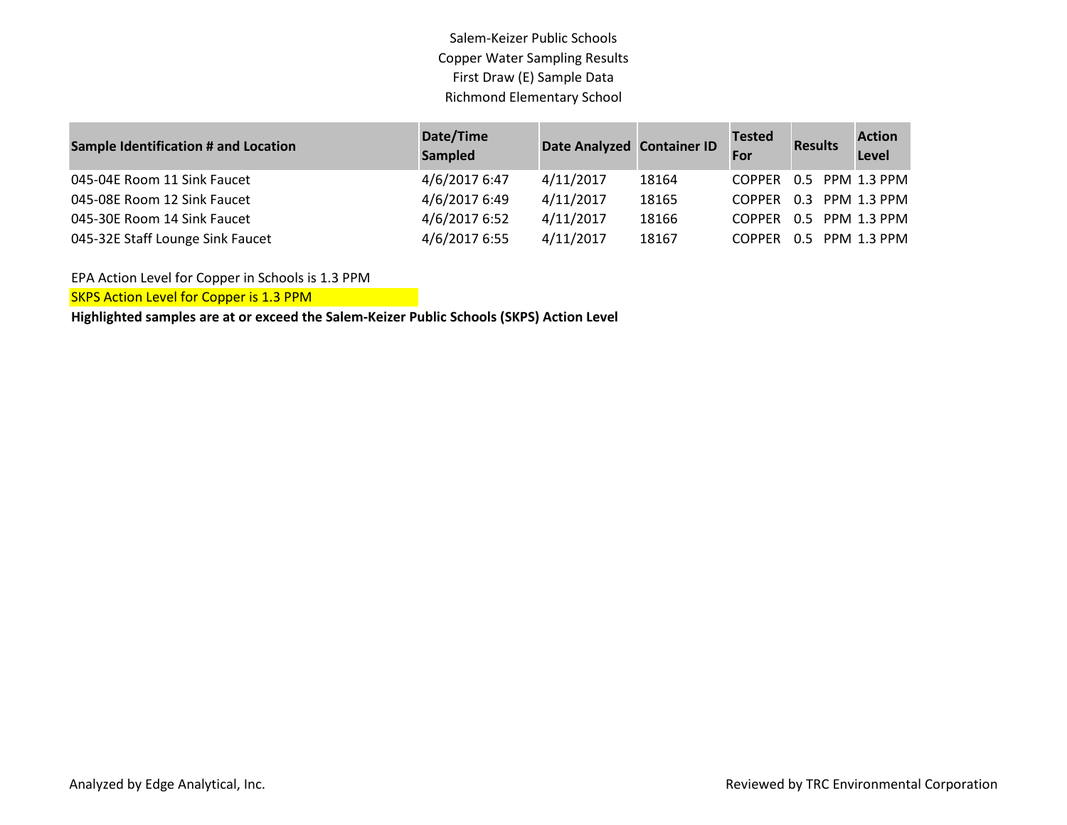Salem-Keizer Public Schools
Copper Water Sampling Results
First Draw (E) Sample Data
Richmond Elementary School

| Sample Identification # and Location | Date/Time Sampled | Date Analyzed | Container ID | Tested For | Results | Action Level |
|---|---|---|---|---|---|---|
| 045-04E Room 11 Sink Faucet | 4/6/2017 6:47 | 4/11/2017 | 18164 | COPPER | 0.5 PPM | 1.3 PPM |
| 045-08E Room 12 Sink Faucet | 4/6/2017 6:49 | 4/11/2017 | 18165 | COPPER | 0.3 PPM | 1.3 PPM |
| 045-30E Room 14 Sink Faucet | 4/6/2017 6:52 | 4/11/2017 | 18166 | COPPER | 0.5 PPM | 1.3 PPM |
| 045-32E Staff Lounge Sink Faucet | 4/6/2017 6:55 | 4/11/2017 | 18167 | COPPER | 0.5 PPM | 1.3 PPM |

EPA Action Level for Copper in Schools is 1.3 PPM

SKPS Action Level for Copper is 1.3 PPM

**Highlighted samples are at or exceed the Salem-Keizer Public Schools (SKPS) Action Level**

Analyzed by Edge Analytical, Inc.

Reviewed by TRC Environmental Corporation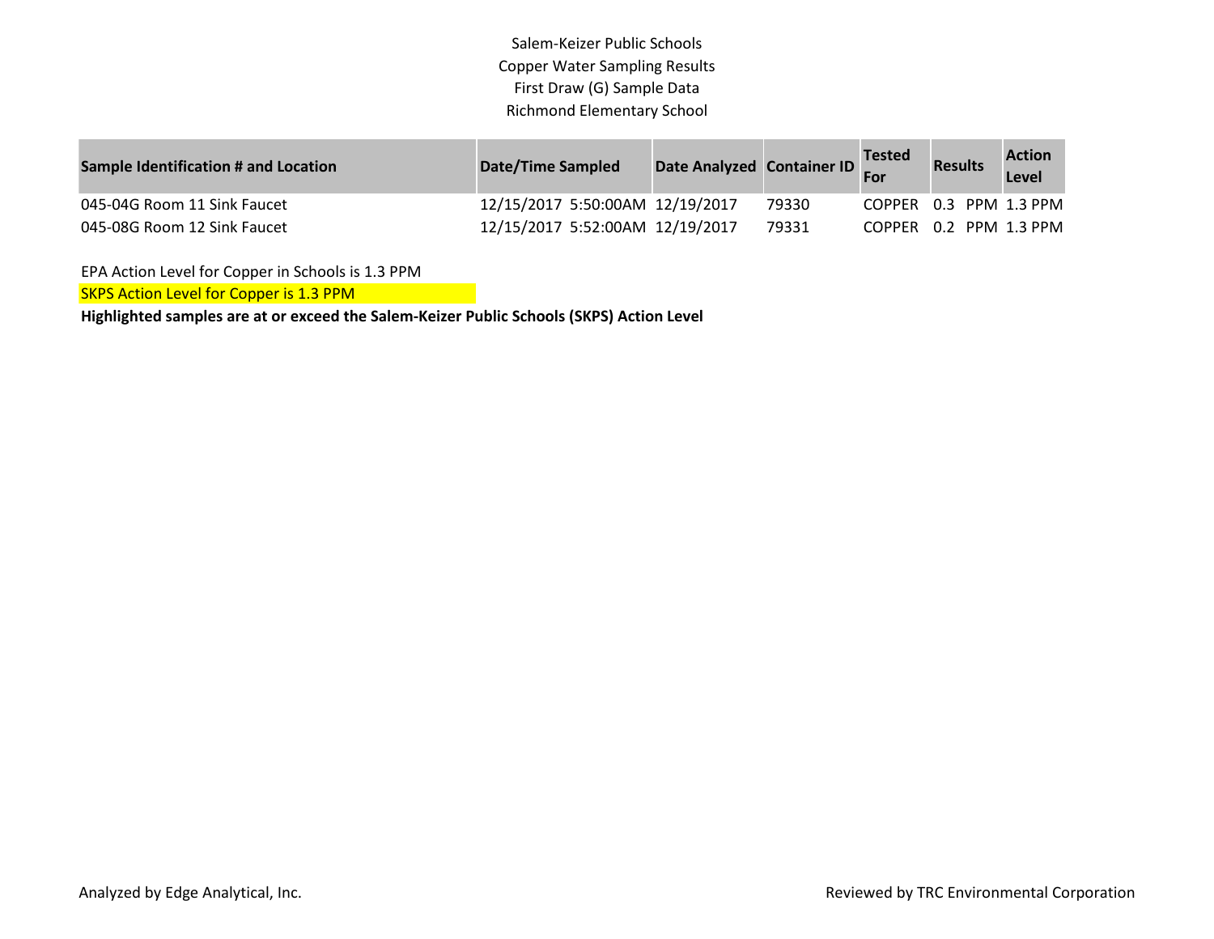Salem-Keizer Public Schools
Copper Water Sampling Results
First Draw (G) Sample Data
Richmond Elementary School

| Sample Identification # and Location | Date/Time Sampled | Date Analyzed | Container ID | Tested For | Results | Action Level |
|---|---|---|---|---|---|---|
| 045-04G Room 11 Sink Faucet | 12/15/2017 5:50:00AM | 12/19/2017 | 79330 | COPPER | 0.3 PPM | 1.3 PPM |
| 045-08G Room 12 Sink Faucet | 12/15/2017 5:52:00AM | 12/19/2017 | 79331 | COPPER | 0.2 PPM | 1.3 PPM |

EPA Action Level for Copper in Schools is 1.3 PPM

SKPS Action Level for Copper is 1.3 PPM

**Highlighted samples are at or exceed the Salem-Keizer Public Schools (SKPS) Action Level**

Analyzed by Edge Analytical, Inc.

Reviewed by TRC Environmental Corporation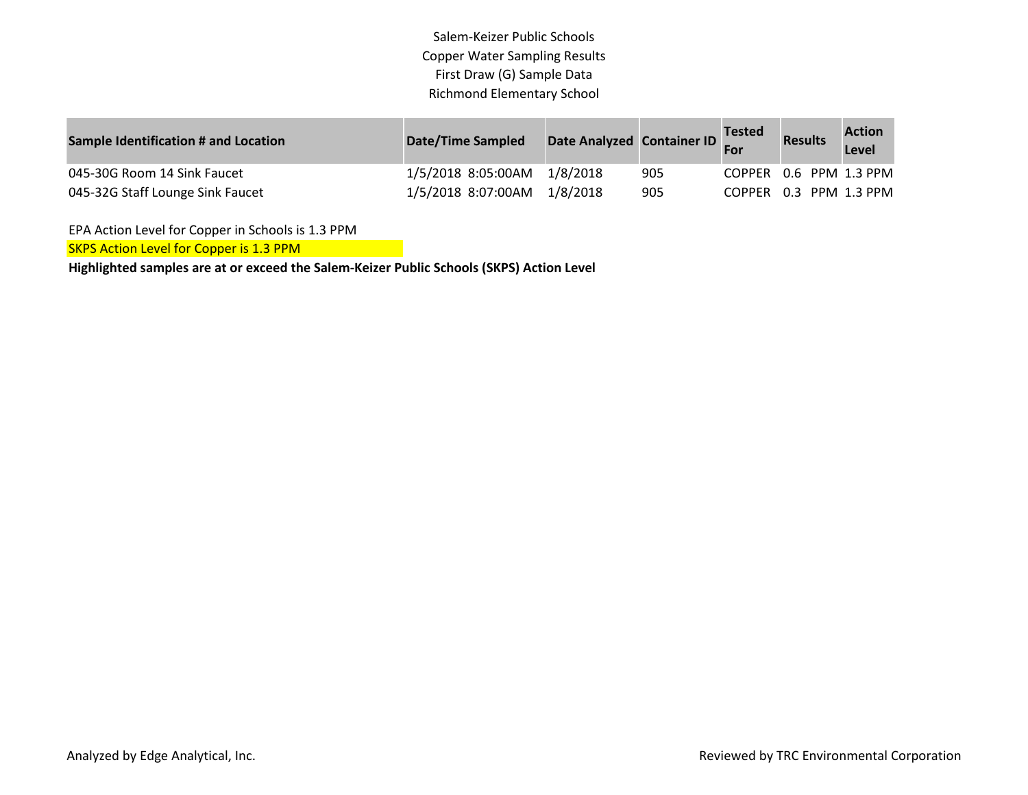Salem-Keizer Public Schools
Copper Water Sampling Results
First Draw (G) Sample Data
Richmond Elementary School

| Sample Identification # and Location | Date/Time Sampled | Date Analyzed | Container ID | Tested For | Results | Action Level |
|---|---|---|---|---|---|---|
| 045-30G Room 14 Sink Faucet | 1/5/2018 8:05:00AM | 1/8/2018 | 905 | COPPER | 0.6 PPM | 1.3 PPM |
| 045-32G Staff Lounge Sink Faucet | 1/5/2018 8:07:00AM | 1/8/2018 | 905 | COPPER | 0.3 PPM | 1.3 PPM |

EPA Action Level for Copper in Schools is 1.3 PPM

SKPS Action Level for Copper is 1.3 PPM

**Highlighted samples are at or exceed the Salem-Keizer Public Schools (SKPS) Action Level**

Analyzed by Edge Analytical, Inc.

Reviewed by TRC Environmental Corporation